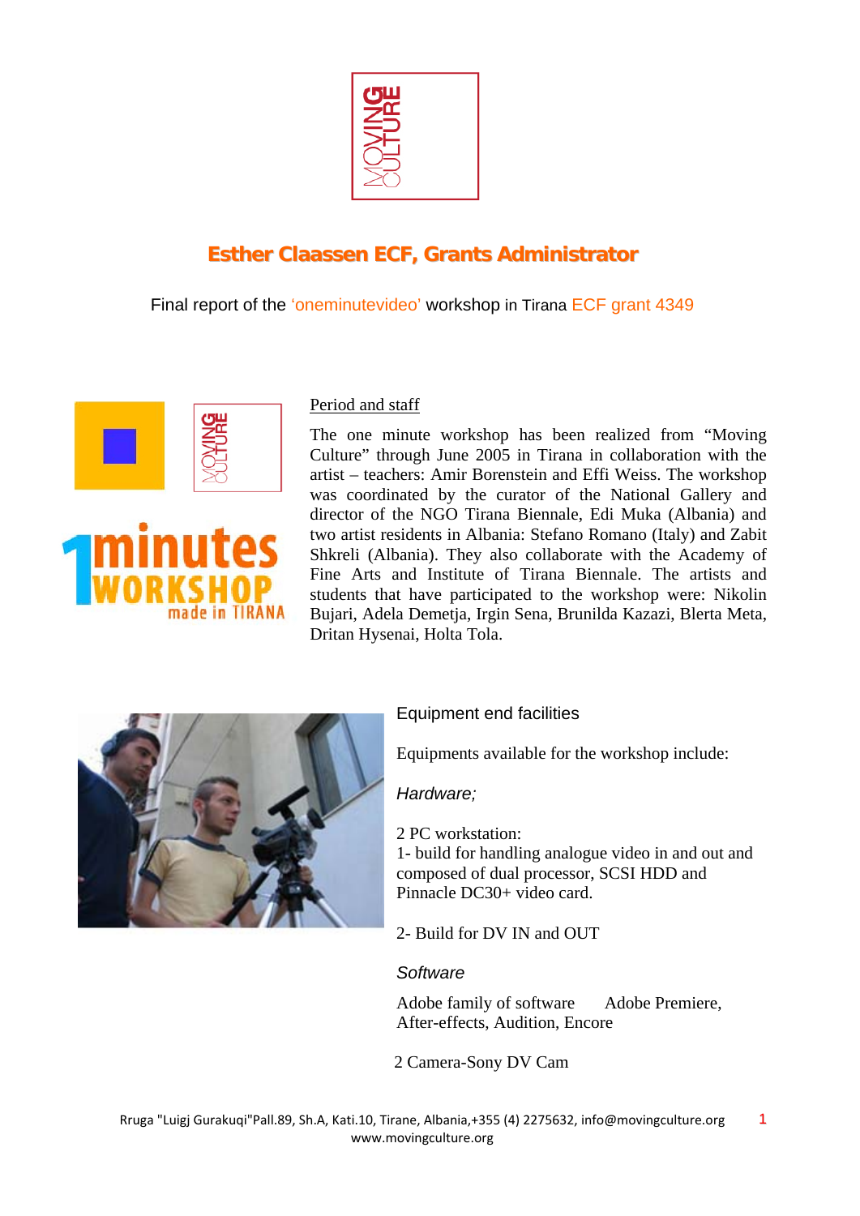## Esther Claassen ECF, Grants Administrator

Final report of the 'oneminutevideo' workshop in Tirana ECF grant 4349

Period and staff

The one minute workshop has been realized from "Moving Culture" through June 2005 in Tirana in collaboration with the artist – teachers: Amir Borenstein and Effi Weiss. The workshop was coordinated by the curator of the National Gallery and director of the NGO Tirana Biennale, Edi Muka (Albania) and two artist residents in Albania: Stefano Romano (Italy) and Zabit Shkreli (Albania). They also collaborate with the Academy of Fine Arts and Institute of Tirana Biennale. The artists and students that have participated to the workshop were: Nikolin Bujari, Adela Demetja, Irgin Sena, Brunilda Kazazi, Blerta Meta, Dritan Hysenai, Holta Tola.

Equipment end facilities

Equipments available for the workshop include:

*Hardware;*

2 PC workstation:
1- build for handling analogue video in and out and composed of dual processor, SCSI HDD and Pinnacle DC30+ video card.

2- Build for DV IN and OUT

*Software*

Adobe family of software Adobe Premiere, After-effects, Audition, Encore

2 Camera-Sony DV Cam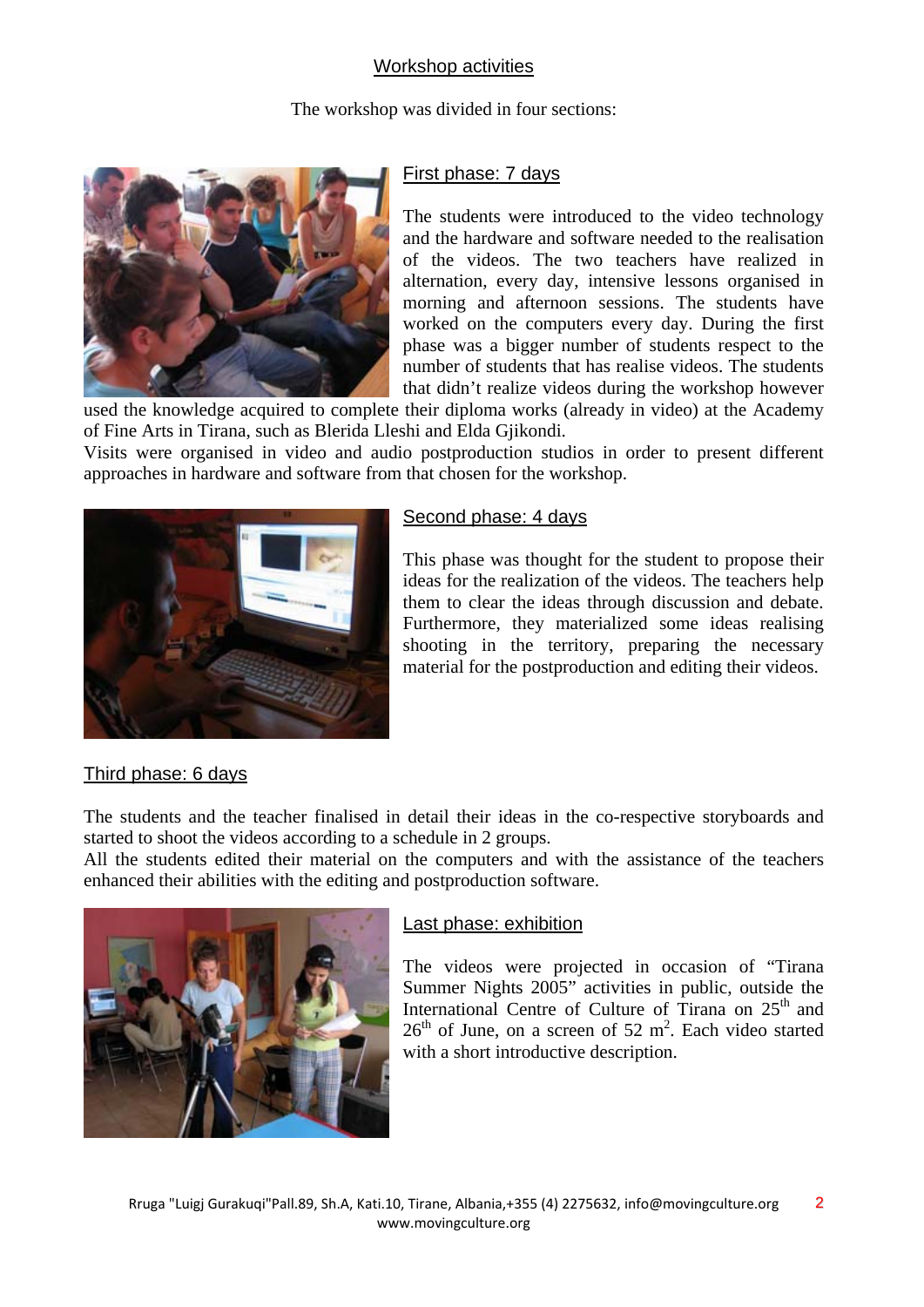## Workshop activities

The workshop was divided in four sections:

### First phase: 7 days

The students were introduced to the video technology and the hardware and software needed to the realisation of the videos. The two teachers have realized in alternation, every day, intensive lessons organised in morning and afternoon sessions. The students have worked on the computers every day. During the first phase was a bigger number of students respect to the number of students that has realise videos. The students that didn't realize videos during the workshop however used the knowledge acquired to complete their diploma works (already in video) at the Academy of Fine Arts in Tirana, such as Blerida Lleshi and Elda Gjikondi.

Visits were organised in video and audio postproduction studios in order to present different approaches in hardware and software from that chosen for the workshop.

### Second phase: 4 days

This phase was thought for the student to propose their ideas for the realization of the videos. The teachers help them to clear the ideas through discussion and debate. Furthermore, they materialized some ideas realising shooting in the territory, preparing the necessary material for the postproduction and editing their videos.

### Third phase: 6 days

The students and the teacher finalised in detail their ideas in the co-respective storyboards and started to shoot the videos according to a schedule in 2 groups.

All the students edited their material on the computers and with the assistance of the teachers enhanced their abilities with the editing and postproduction software.

### Last phase: exhibition

The videos were projected in occasion of "Tirana Summer Nights 2005" activities in public, outside the International Centre of Culture of Tirana on 25th and 26th of June, on a screen of 52 $m^2$. Each video started with a short introductive description.

Rruga "Luigj Gurakuqi"Pall.89, Sh.A, Kati.10, Tirane, Albania,+355 (4) 2275632, info@movingculture.org
www.movingculture.org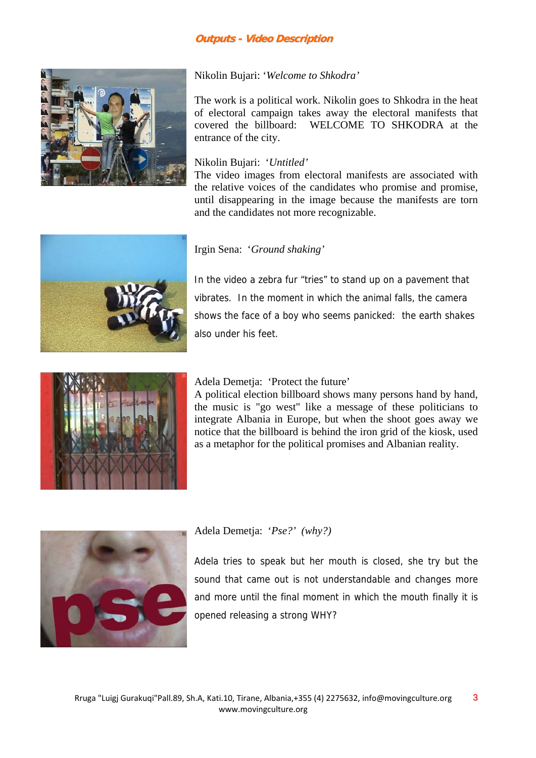## Outputs - Video Description

Nikolin Bujari: '*Welcome to Shkodra'*

The work is a political work. Nikolin goes to Shkodra in the heat of electoral campaign takes away the electoral manifests that covered the billboard: WELCOME TO SHKODRA at the entrance of the city.

Nikolin Bujari: *'Untitled'*

The video images from electoral manifests are associated with the relative voices of the candidates who promise and promise, until disappearing in the image because the manifests are torn and the candidates not more recognizable.

Irgin Sena: *'Ground shaking'*

In the video a zebra fur "tries" to stand up on a pavement that vibrates. In the moment in which the animal falls, the camera shows the face of a boy who seems panicked: the earth shakes also under his feet.

Adela Demetja: 'Protect the future'

A political election billboard shows many persons hand by hand, the music is "go west" like a message of these politicians to integrate Albania in Europe, but when the shoot goes away we notice that the billboard is behind the iron grid of the kiosk, used as a metaphor for the political promises and Albanian reality.

Adela Demetja: *'Pse?' (why?)*

Adela tries to speak but her mouth is closed, she try but the sound that came out is not understandable and changes more and more until the final moment in which the mouth finally it is opened releasing a strong WHY?

Rruga "Luigj Gurakuqi"Pall.89, Sh.A, Kati.10, Tirane, Albania,+355 (4) 2275632, info@movingculture.org
www.movingculture.org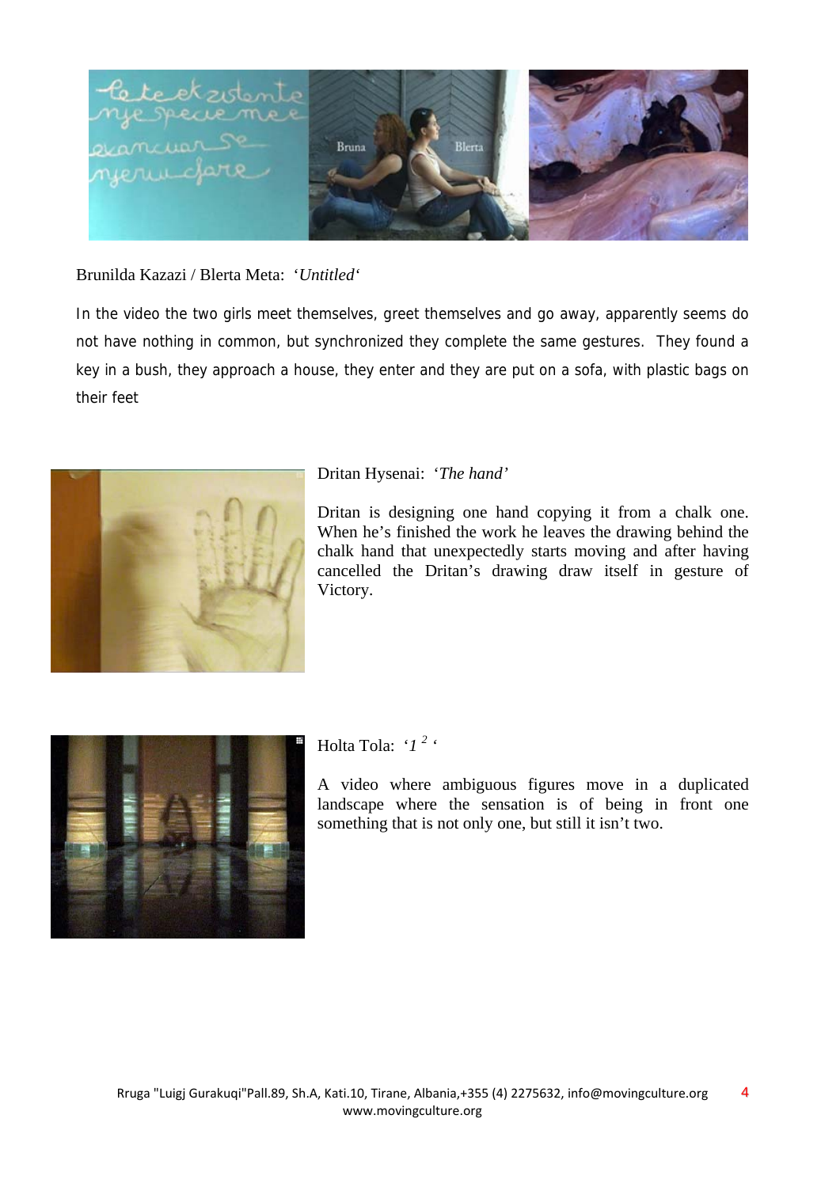Brunilda Kazazi / Blerta Meta: '*Untitled*'

In the video the two girls meet themselves, greet themselves and go away, apparently seems do not have nothing in common, but synchronized they complete the same gestures. They found a key in a bush, they approach a house, they enter and they are put on a sofa, with plastic bags on their feet

Dritan Hysenai: '*The hand*'

Dritan is designing one hand copying it from a chalk one. When he's finished the work he leaves the drawing behind the chalk hand that unexpectedly starts moving and after having cancelled the Dritan's drawing draw itself in gesture of Victory.

Holta Tola: '*$1^2$*'

A video where ambiguous figures move in a duplicated landscape where the sensation is of being in front one something that is not only one, but still it isn't two.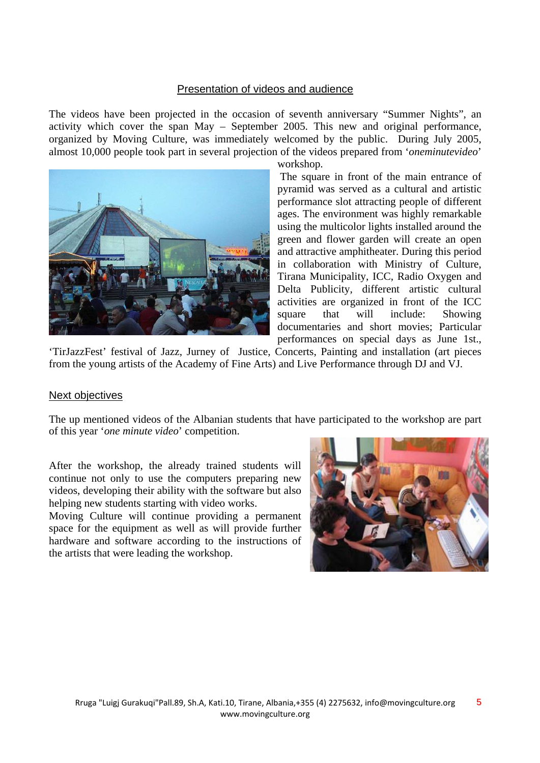## Presentation of videos and audience

The videos have been projected in the occasion of seventh anniversary "Summer Nights", an activity which cover the span May – September 2005. This new and original performance, organized by Moving Culture, was immediately welcomed by the public. During July 2005, almost 10,000 people took part in several projection of the videos prepared from '*oneminutevideo*' workshop.

The square in front of the main entrance of pyramid was served as a cultural and artistic performance slot attracting people of different ages. The environment was highly remarkable using the multicolor lights installed around the green and flower garden will create an open and attractive amphitheater. During this period in collaboration with Ministry of Culture, Tirana Municipality, ICC, Radio Oxygen and Delta Publicity, different artistic cultural activities are organized in front of the ICC square that will include: Showing documentaries and short movies; Particular performances on special days as June 1st., 'TirJazzFest' festival of Jazz, Jurney of Justice, Concerts, Painting and installation (art pieces from the young artists of the Academy of Fine Arts) and Live Performance through DJ and VJ.

## Next objectives

The up mentioned videos of the Albanian students that have participated to the workshop are part of this year '*one minute video*' competition.

After the workshop, the already trained students will continue not only to use the computers preparing new videos, developing their ability with the software but also helping new students starting with video works.

Moving Culture will continue providing a permanent space for the equipment as well as will provide further hardware and software according to the instructions of the artists that were leading the workshop.